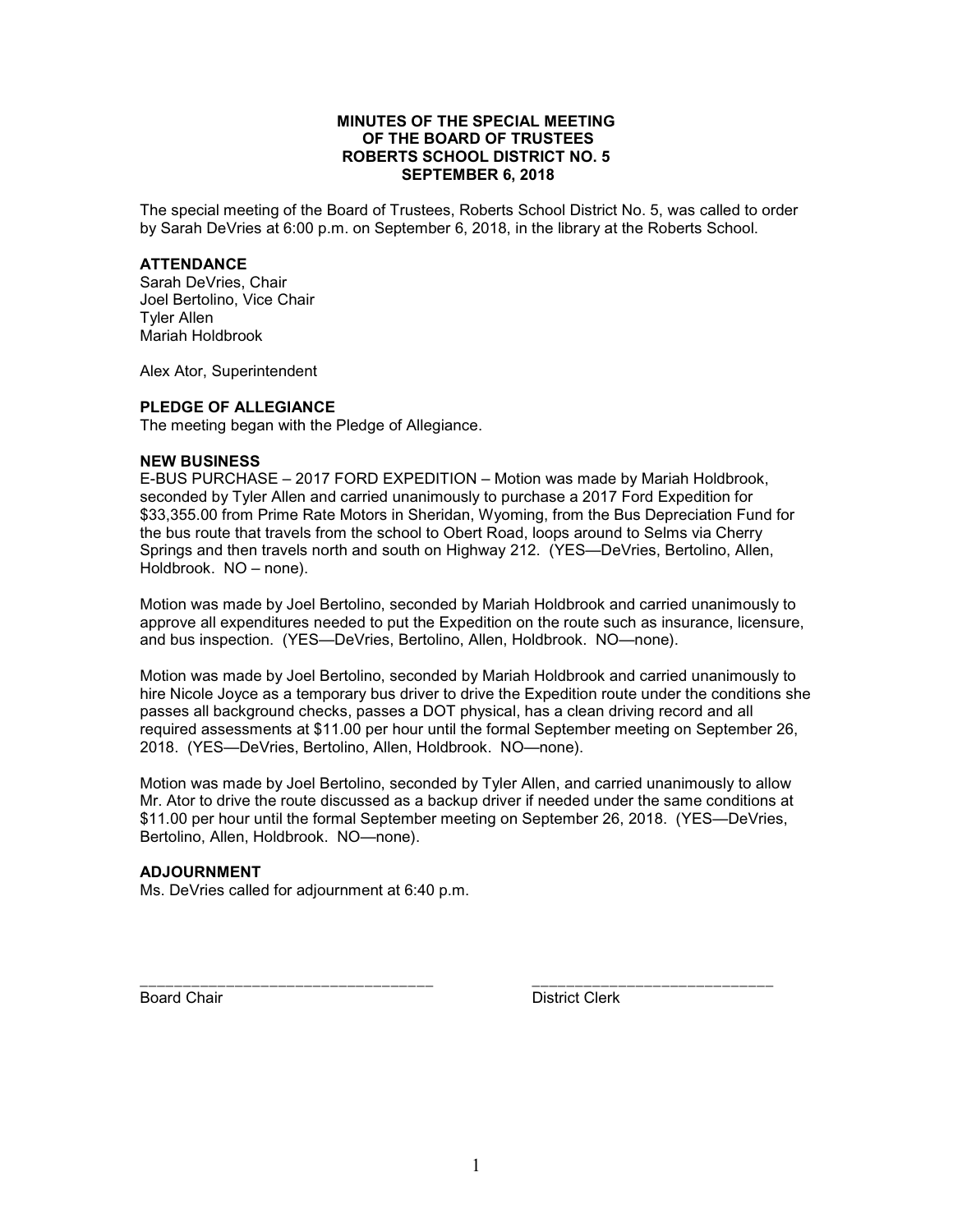# MINUTES OF THE SPECIAL MEETING OF THE BOARD OF TRUSTEES ROBERTS SCHOOL DISTRICT NO. 5 SEPTEMBER 6, 2018

The special meeting of the Board of Trustees, Roberts School District No. 5, was called to order by Sarah DeVries at 6:00 p.m. on September 6, 2018, in the library at the Roberts School.

## ATTENDANCE

Sarah DeVries, Chair
Joel Bertolino, Vice Chair
Tyler Allen
Mariah Holdbrook

Alex Ator, Superintendent

## PLEDGE OF ALLEGIANCE

The meeting began with the Pledge of Allegiance.

## NEW BUSINESS

E-BUS PURCHASE – 2017 FORD EXPEDITION – Motion was made by Mariah Holdbrook, seconded by Tyler Allen and carried unanimously to purchase a 2017 Ford Expedition for $33,355.00 from Prime Rate Motors in Sheridan, Wyoming, from the Bus Depreciation Fund for the bus route that travels from the school to Obert Road, loops around to Selms via Cherry Springs and then travels north and south on Highway 212. (YES—DeVries, Bertolino, Allen, Holdbrook. NO – none).

Motion was made by Joel Bertolino, seconded by Mariah Holdbrook and carried unanimously to approve all expenditures needed to put the Expedition on the route such as insurance, licensure, and bus inspection. (YES—DeVries, Bertolino, Allen, Holdbrook. NO—none).

Motion was made by Joel Bertolino, seconded by Mariah Holdbrook and carried unanimously to hire Nicole Joyce as a temporary bus driver to drive the Expedition route under the conditions she passes all background checks, passes a DOT physical, has a clean driving record and all required assessments at $11.00 per hour until the formal September meeting on September 26, 2018. (YES—DeVries, Bertolino, Allen, Holdbrook. NO—none).

Motion was made by Joel Bertolino, seconded by Tyler Allen, and carried unanimously to allow Mr. Ator to drive the route discussed as a backup driver if needed under the same conditions at $11.00 per hour until the formal September meeting on September 26, 2018. (YES—DeVries, Bertolino, Allen, Holdbrook. NO—none).

## ADJOURNMENT

Ms. DeVries called for adjournment at 6:40 p.m.

\_\_\_\_\_\_\_\_\_\_\_\_\_\_\_\_\_\_\_\_\_\_\_\_\_\_\_\_\_\_\_\_ Board Chair

\_\_\_\_\_\_\_\_\_\_\_\_\_\_\_\_\_\_\_\_\_\_\_\_\_\_\_\_ District Clerk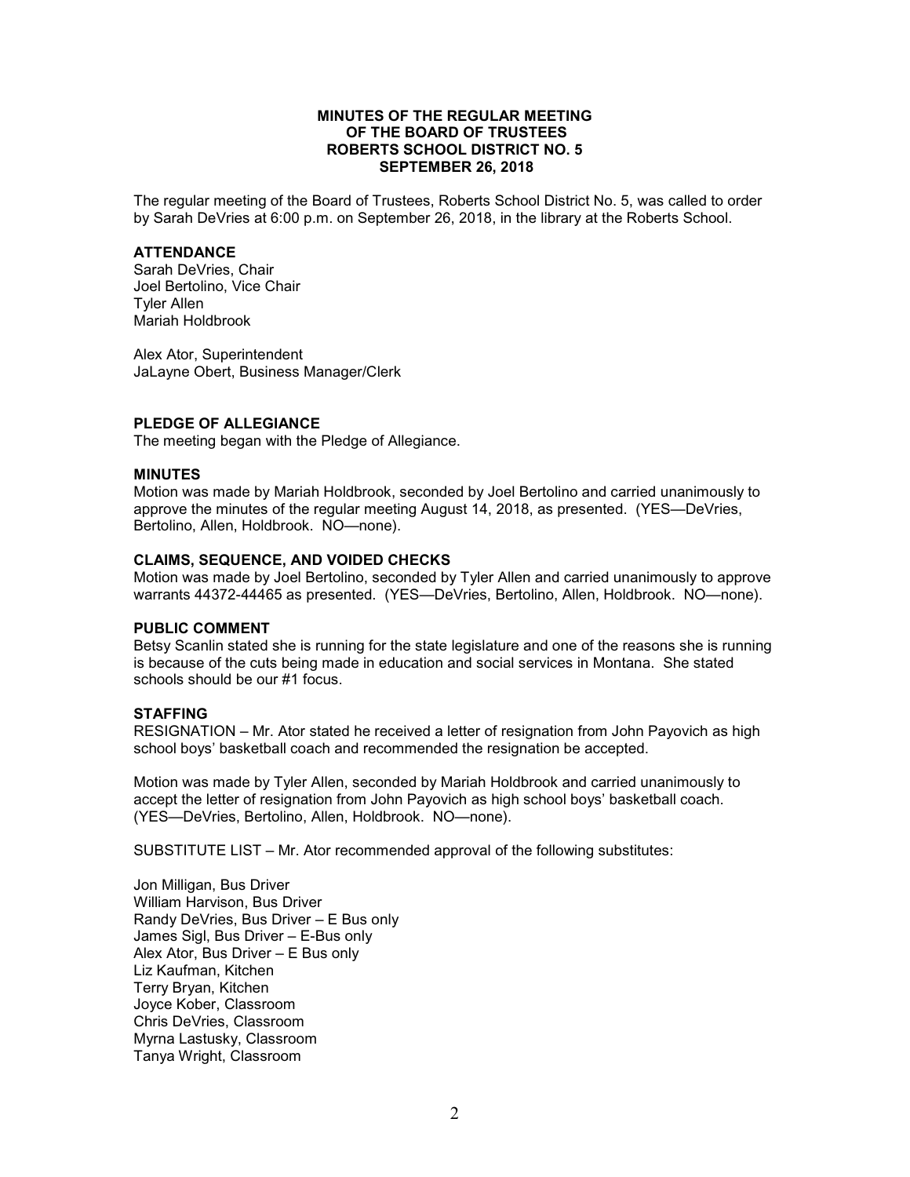**MINUTES OF THE REGULAR MEETING**
**OF THE BOARD OF TRUSTEES**
**ROBERTS SCHOOL DISTRICT NO. 5**
**SEPTEMBER 26, 2018**

The regular meeting of the Board of Trustees, Roberts School District No. 5, was called to order by Sarah DeVries at 6:00 p.m. on September 26, 2018, in the library at the Roberts School.

## ATTENDANCE

Sarah DeVries, Chair
Joel Bertolino, Vice Chair
Tyler Allen
Mariah Holdbrook

Alex Ator, Superintendent
JaLayne Obert, Business Manager/Clerk

## PLEDGE OF ALLEGIANCE

The meeting began with the Pledge of Allegiance.

## MINUTES

Motion was made by Mariah Holdbrook, seconded by Joel Bertolino and carried unanimously to approve the minutes of the regular meeting August 14, 2018, as presented. (YES—DeVries, Bertolino, Allen, Holdbrook. NO—none).

## CLAIMS, SEQUENCE, AND VOIDED CHECKS

Motion was made by Joel Bertolino, seconded by Tyler Allen and carried unanimously to approve warrants 44372-44465 as presented. (YES—DeVries, Bertolino, Allen, Holdbrook. NO—none).

## PUBLIC COMMENT

Betsy Scanlin stated she is running for the state legislature and one of the reasons she is running is because of the cuts being made in education and social services in Montana. She stated schools should be our #1 focus.

## STAFFING

RESIGNATION – Mr. Ator stated he received a letter of resignation from John Payovich as high school boys' basketball coach and recommended the resignation be accepted.

Motion was made by Tyler Allen, seconded by Mariah Holdbrook and carried unanimously to accept the letter of resignation from John Payovich as high school boys' basketball coach. (YES—DeVries, Bertolino, Allen, Holdbrook. NO—none).

SUBSTITUTE LIST – Mr. Ator recommended approval of the following substitutes:

Jon Milligan, Bus Driver
William Harvison, Bus Driver
Randy DeVries, Bus Driver – E Bus only
James Sigl, Bus Driver – E-Bus only
Alex Ator, Bus Driver – E Bus only
Liz Kaufman, Kitchen
Terry Bryan, Kitchen
Joyce Kober, Classroom
Chris DeVries, Classroom
Myrna Lastusky, Classroom
Tanya Wright, Classroom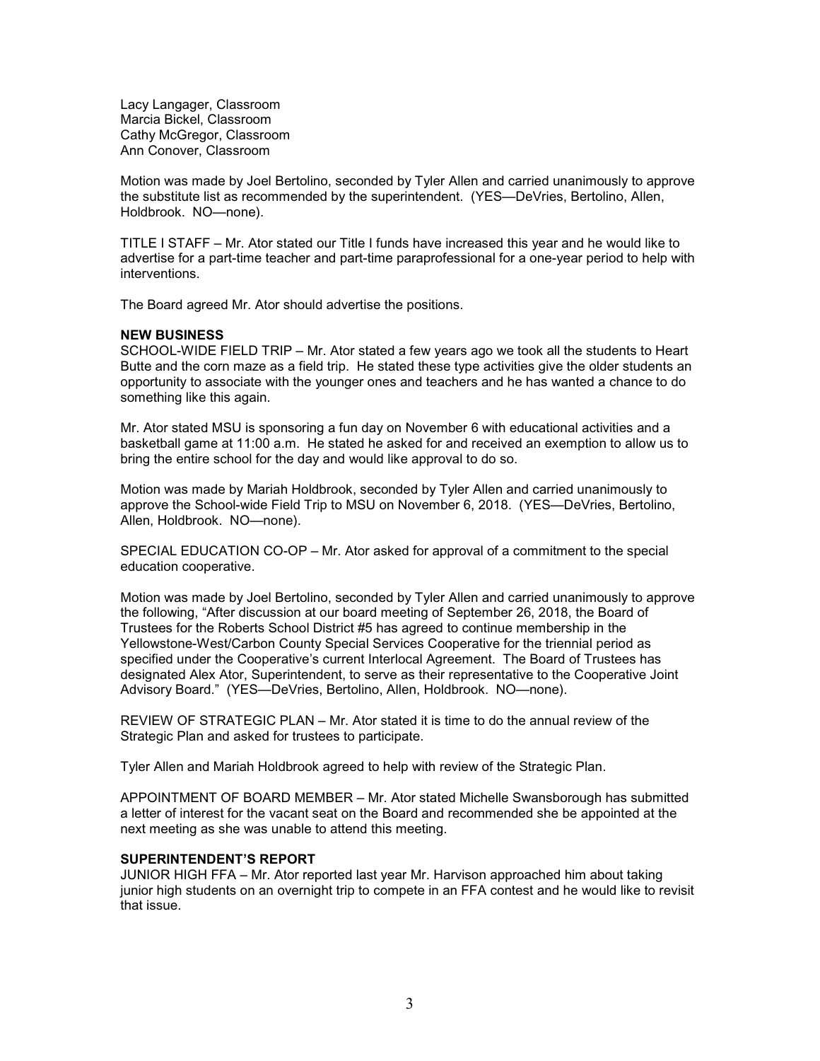Lacy Langager, Classroom
Marcia Bickel, Classroom
Cathy McGregor, Classroom
Ann Conover, Classroom

Motion was made by Joel Bertolino, seconded by Tyler Allen and carried unanimously to approve the substitute list as recommended by the superintendent. (YES—DeVries, Bertolino, Allen, Holdbrook. NO—none).

TITLE I STAFF – Mr. Ator stated our Title I funds have increased this year and he would like to advertise for a part-time teacher and part-time paraprofessional for a one-year period to help with interventions.

The Board agreed Mr. Ator should advertise the positions.

**NEW BUSINESS**

SCHOOL-WIDE FIELD TRIP – Mr. Ator stated a few years ago we took all the students to Heart Butte and the corn maze as a field trip. He stated these type activities give the older students an opportunity to associate with the younger ones and teachers and he has wanted a chance to do something like this again.

Mr. Ator stated MSU is sponsoring a fun day on November 6 with educational activities and a basketball game at 11:00 a.m. He stated he asked for and received an exemption to allow us to bring the entire school for the day and would like approval to do so.

Motion was made by Mariah Holdbrook, seconded by Tyler Allen and carried unanimously to approve the School-wide Field Trip to MSU on November 6, 2018. (YES—DeVries, Bertolino, Allen, Holdbrook. NO—none).

SPECIAL EDUCATION CO-OP – Mr. Ator asked for approval of a commitment to the special education cooperative.

Motion was made by Joel Bertolino, seconded by Tyler Allen and carried unanimously to approve the following, "After discussion at our board meeting of September 26, 2018, the Board of Trustees for the Roberts School District #5 has agreed to continue membership in the Yellowstone-West/Carbon County Special Services Cooperative for the triennial period as specified under the Cooperative's current Interlocal Agreement. The Board of Trustees has designated Alex Ator, Superintendent, to serve as their representative to the Cooperative Joint Advisory Board." (YES—DeVries, Bertolino, Allen, Holdbrook. NO—none).

REVIEW OF STRATEGIC PLAN – Mr. Ator stated it is time to do the annual review of the Strategic Plan and asked for trustees to participate.

Tyler Allen and Mariah Holdbrook agreed to help with review of the Strategic Plan.

APPOINTMENT OF BOARD MEMBER – Mr. Ator stated Michelle Swansborough has submitted a letter of interest for the vacant seat on the Board and recommended she be appointed at the next meeting as she was unable to attend this meeting.

**SUPERINTENDENT'S REPORT**

JUNIOR HIGH FFA – Mr. Ator reported last year Mr. Harvison approached him about taking junior high students on an overnight trip to compete in an FFA contest and he would like to revisit that issue.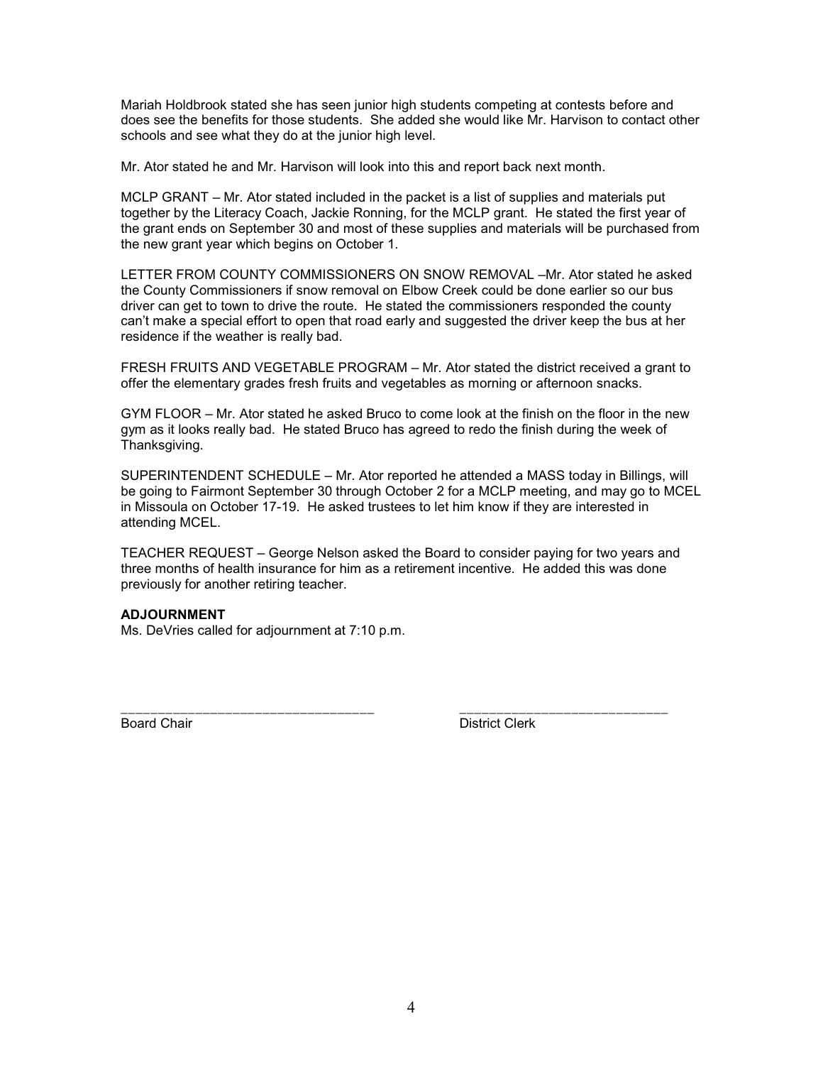Mariah Holdbrook stated she has seen junior high students competing at contests before and does see the benefits for those students. She added she would like Mr. Harvison to contact other schools and see what they do at the junior high level.

Mr. Ator stated he and Mr. Harvison will look into this and report back next month.

MCLP GRANT – Mr. Ator stated included in the packet is a list of supplies and materials put together by the Literacy Coach, Jackie Ronning, for the MCLP grant. He stated the first year of the grant ends on September 30 and most of these supplies and materials will be purchased from the new grant year which begins on October 1.

LETTER FROM COUNTY COMMISSIONERS ON SNOW REMOVAL –Mr. Ator stated he asked the County Commissioners if snow removal on Elbow Creek could be done earlier so our bus driver can get to town to drive the route. He stated the commissioners responded the county can't make a special effort to open that road early and suggested the driver keep the bus at her residence if the weather is really bad.

FRESH FRUITS AND VEGETABLE PROGRAM – Mr. Ator stated the district received a grant to offer the elementary grades fresh fruits and vegetables as morning or afternoon snacks.

GYM FLOOR – Mr. Ator stated he asked Bruco to come look at the finish on the floor in the new gym as it looks really bad. He stated Bruco has agreed to redo the finish during the week of Thanksgiving.

SUPERINTENDENT SCHEDULE – Mr. Ator reported he attended a MASS today in Billings, will be going to Fairmont September 30 through October 2 for a MCLP meeting, and may go to MCEL in Missoula on October 17-19. He asked trustees to let him know if they are interested in attending MCEL.

TEACHER REQUEST – George Nelson asked the Board to consider paying for two years and three months of health insurance for him as a retirement incentive. He added this was done previously for another retiring teacher.

**ADJOURNMENT**
Ms. DeVries called for adjournment at 7:10 p.m.

\_\_\_\_\_\_\_\_\_\_\_\_\_\_\_\_\_\_\_\_\_\_\_\_\_\_\_\_\_\_\_\_\_\_ \_\_\_\_\_\_\_\_\_\_\_\_\_\_\_\_\_\_\_\_\_\_\_\_\_\_\_\_
Board Chair District Clerk